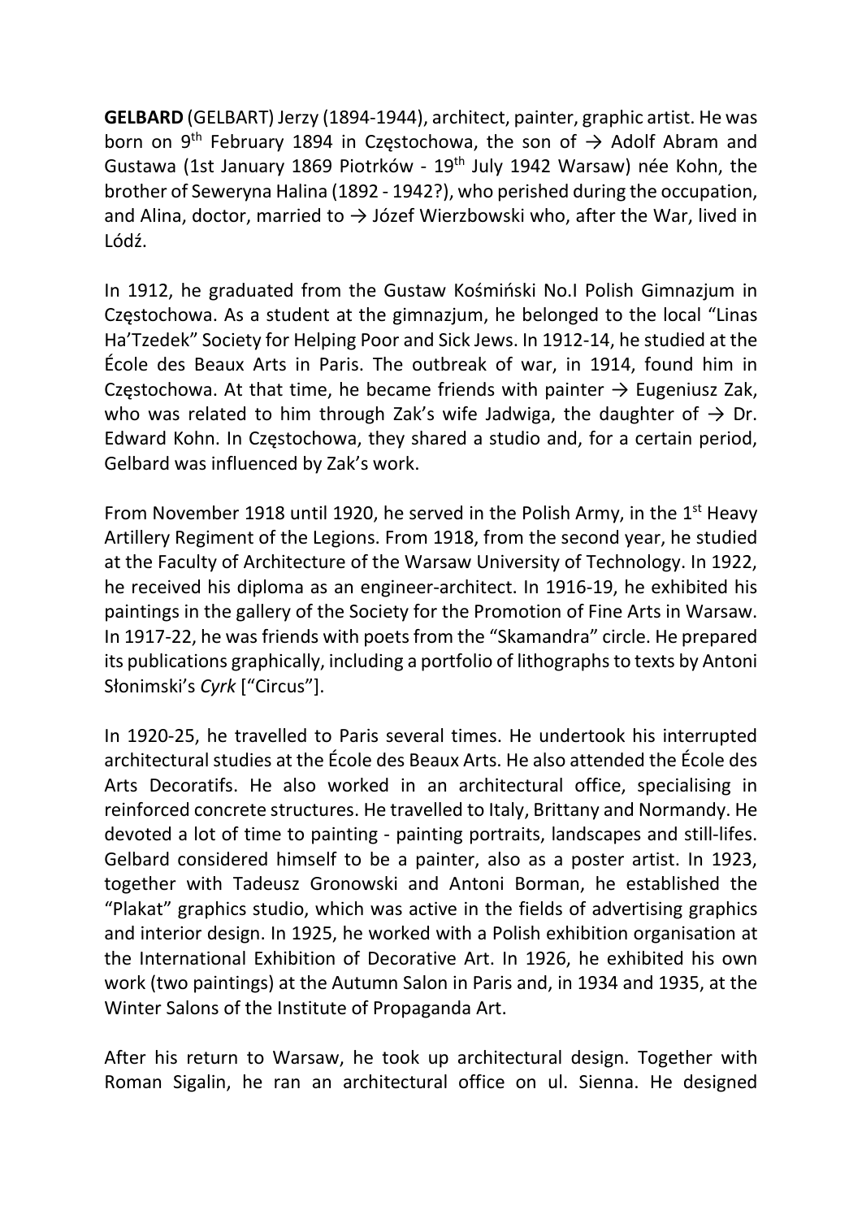**GELBARD** (GELBART) Jerzy (1894-1944), architect, painter, graphic artist. He was born on 9th February 1894 in Częstochowa, the son of → Adolf Abram and Gustawa (1st January 1869 Piotrków - 19th July 1942 Warsaw) née Kohn, the brother of Seweryna Halina (1892 - 1942?), who perished during the occupation, and Alina, doctor, married to → Józef Wierzbowski who, after the War, lived in Lódź.

In 1912, he graduated from the Gustaw Kośmiński No.I Polish Gimnazjum in Częstochowa. As a student at the gimnazjum, he belonged to the local "Linas Ha'Tzedek" Society for Helping Poor and Sick Jews. In 1912-14, he studied at the École des Beaux Arts in Paris. The outbreak of war, in 1914, found him in Częstochowa. At that time, he became friends with painter → Eugeniusz Zak, who was related to him through Zak's wife Jadwiga, the daughter of → Dr. Edward Kohn. In Częstochowa, they shared a studio and, for a certain period, Gelbard was influenced by Zak's work.

From November 1918 until 1920, he served in the Polish Army, in the 1st Heavy Artillery Regiment of the Legions. From 1918, from the second year, he studied at the Faculty of Architecture of the Warsaw University of Technology. In 1922, he received his diploma as an engineer-architect. In 1916-19, he exhibited his paintings in the gallery of the Society for the Promotion of Fine Arts in Warsaw. In 1917-22, he was friends with poets from the "Skamandra" circle. He prepared its publications graphically, including a portfolio of lithographs to texts by Antoni Słonimski's *Cyrk* ["Circus"].

In 1920-25, he travelled to Paris several times. He undertook his interrupted architectural studies at the École des Beaux Arts. He also attended the École des Arts Decoratifs. He also worked in an architectural office, specialising in reinforced concrete structures. He travelled to Italy, Brittany and Normandy. He devoted a lot of time to painting - painting portraits, landscapes and still-lifes. Gelbard considered himself to be a painter, also as a poster artist. In 1923, together with Tadeusz Gronowski and Antoni Borman, he established the "Plakat" graphics studio, which was active in the fields of advertising graphics and interior design. In 1925, he worked with a Polish exhibition organisation at the International Exhibition of Decorative Art. In 1926, he exhibited his own work (two paintings) at the Autumn Salon in Paris and, in 1934 and 1935, at the Winter Salons of the Institute of Propaganda Art.

After his return to Warsaw, he took up architectural design. Together with Roman Sigalin, he ran an architectural office on ul. Sienna. He designed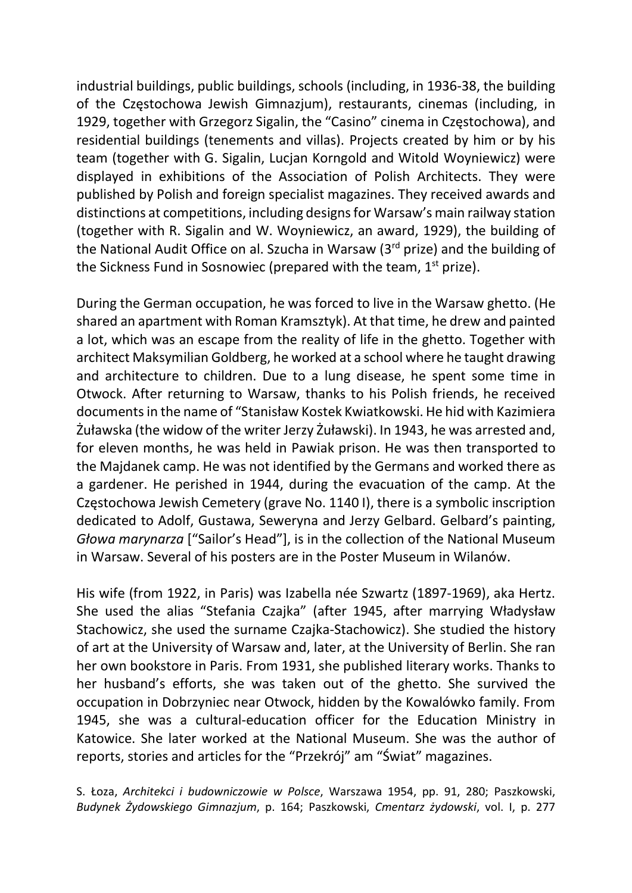industrial buildings, public buildings, schools (including, in 1936-38, the building of the Częstochowa Jewish Gimnazjum), restaurants, cinemas (including, in 1929, together with Grzegorz Sigalin, the "Casino" cinema in Częstochowa), and residential buildings (tenements and villas). Projects created by him or by his team (together with G. Sigalin, Lucjan Korngold and Witold Woyniewicz) were displayed in exhibitions of the Association of Polish Architects. They were published by Polish and foreign specialist magazines. They received awards and distinctions at competitions, including designs for Warsaw's main railway station (together with R. Sigalin and W. Woyniewicz, an award, 1929), the building of the National Audit Office on al. Szucha in Warsaw (3rd prize) and the building of the Sickness Fund in Sosnowiec (prepared with the team, 1st prize).

During the German occupation, he was forced to live in the Warsaw ghetto. (He shared an apartment with Roman Kramsztyk). At that time, he drew and painted a lot, which was an escape from the reality of life in the ghetto. Together with architect Maksymilian Goldberg, he worked at a school where he taught drawing and architecture to children. Due to a lung disease, he spent some time in Otwock. After returning to Warsaw, thanks to his Polish friends, he received documents in the name of "Stanisław Kostek Kwiatkowski. He hid with Kazimiera Żuławska (the widow of the writer Jerzy Żuławski). In 1943, he was arrested and, for eleven months, he was held in Pawiak prison. He was then transported to the Majdanek camp. He was not identified by the Germans and worked there as a gardener. He perished in 1944, during the evacuation of the camp. At the Częstochowa Jewish Cemetery (grave No. 1140 I), there is a symbolic inscription dedicated to Adolf, Gustawa, Seweryna and Jerzy Gelbard. Gelbard's painting, *Głowa marynarza* ["Sailor's Head"], is in the collection of the National Museum in Warsaw. Several of his posters are in the Poster Museum in Wilanów.

His wife (from 1922, in Paris) was Izabella née Szwartz (1897-1969), aka Hertz. She used the alias "Stefania Czajka" (after 1945, after marrying Władysław Stachowicz, she used the surname Czajka-Stachowicz). She studied the history of art at the University of Warsaw and, later, at the University of Berlin. She ran her own bookstore in Paris. From 1931, she published literary works. Thanks to her husband's efforts, she was taken out of the ghetto. She survived the occupation in Dobrzyniec near Otwock, hidden by the Kowalówko family. From 1945, she was a cultural-education officer for the Education Ministry in Katowice. She later worked at the National Museum. She was the author of reports, stories and articles for the "Przekrój" am "Świat" magazines.

S. Łoza, *Architekci i budowniczowie w Polsce*, Warszawa 1954, pp. 91, 280; Paszkowski, *Budynek Żydowskiego Gimnazjum*, p. 164; Paszkowski, *Cmentarz żydowski*, vol. I, p. 277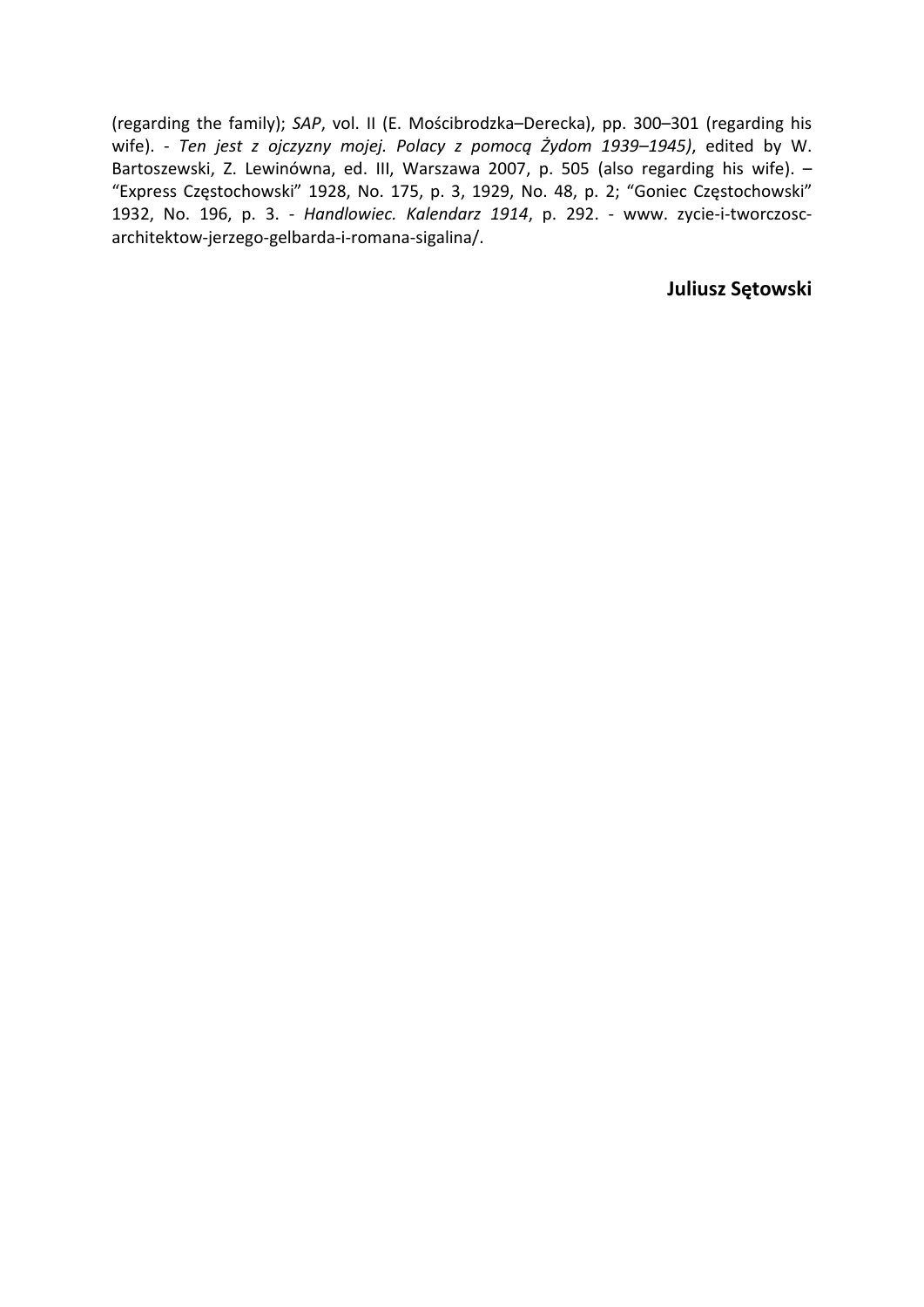(regarding the family); *SAP*, vol. II (E. Mościbrodzka–Derecka), pp. 300–301 (regarding his wife). - *Ten jest z ojczyzny mojej. Polacy z pomocą Żydom 1939–1945)*, edited by W. Bartoszewski, Z. Lewinówna, ed. III, Warszawa 2007, p. 505 (also regarding his wife). – "Express Częstochowski" 1928, No. 175, p. 3, 1929, No. 48, p. 2; "Goniec Częstochowski" 1932, No. 196, p. 3. - *Handlowiec. Kalendarz 1914*, p. 292. - www. zycie-i-tworczosc-architektow-jerzego-gelbarda-i-romana-sigalina/.

**Juliusz Sętowski**